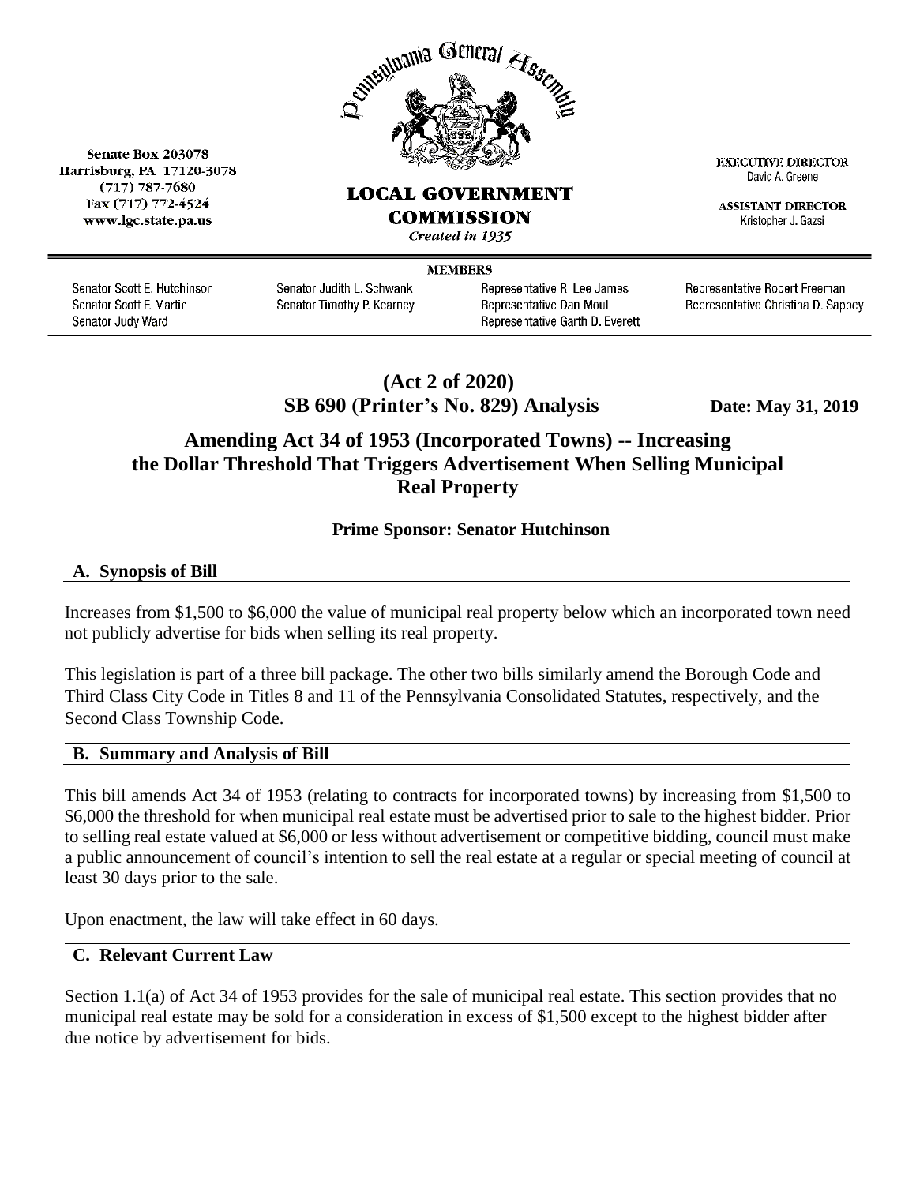Senate Box 203078
Harrisburg, PA 17120-3078
(717) 787-7680
Fax (717) 772-4524
www.lgc.state.pa.us

Pennsylvania General Assembly

**LOCAL GOVERNMENT COMMISSION**

*Created in 1935*

EXECUTIVE DIRECTOR
David A. Greene

ASSISTANT DIRECTOR
Kristopher J. Gazsi

**MEMBERS**

| | | | |
|---|---|---|---|
| Senator Scott E. Hutchinson | Senator Judith L. Schwank | Representative R. Lee James | Representative Robert Freeman |
| Senator Scott F. Martin | Senator Timothy P. Kearney | Representative Dan Moul | Representative Christina D. Sappey |
| Senator Judy Ward | | Representative Garth D. Everett | |

**(Act 2 of 2020)**
**SB 690 (Printer's No. 829) Analysis** **Date: May 31, 2019**

# Amending Act 34 of 1953 (Incorporated Towns) -- Increasing the Dollar Threshold That Triggers Advertisement When Selling Municipal Real Property

**Prime Sponsor: Senator Hutchinson**

## A. Synopsis of Bill

Increases from $1,500 to $6,000 the value of municipal real property below which an incorporated town need not publicly advertise for bids when selling its real property.

This legislation is part of a three bill package. The other two bills similarly amend the Borough Code and Third Class City Code in Titles 8 and 11 of the Pennsylvania Consolidated Statutes, respectively, and the Second Class Township Code.

## B. Summary and Analysis of Bill

This bill amends Act 34 of 1953 (relating to contracts for incorporated towns) by increasing from $1,500 to $6,000 the threshold for when municipal real estate must be advertised prior to sale to the highest bidder. Prior to selling real estate valued at $6,000 or less without advertisement or competitive bidding, council must make a public announcement of council's intention to sell the real estate at a regular or special meeting of council at least 30 days prior to the sale.

Upon enactment, the law will take effect in 60 days.

## C. Relevant Current Law

Section 1.1(a) of Act 34 of 1953 provides for the sale of municipal real estate. This section provides that no municipal real estate may be sold for a consideration in excess of $1,500 except to the highest bidder after due notice by advertisement for bids.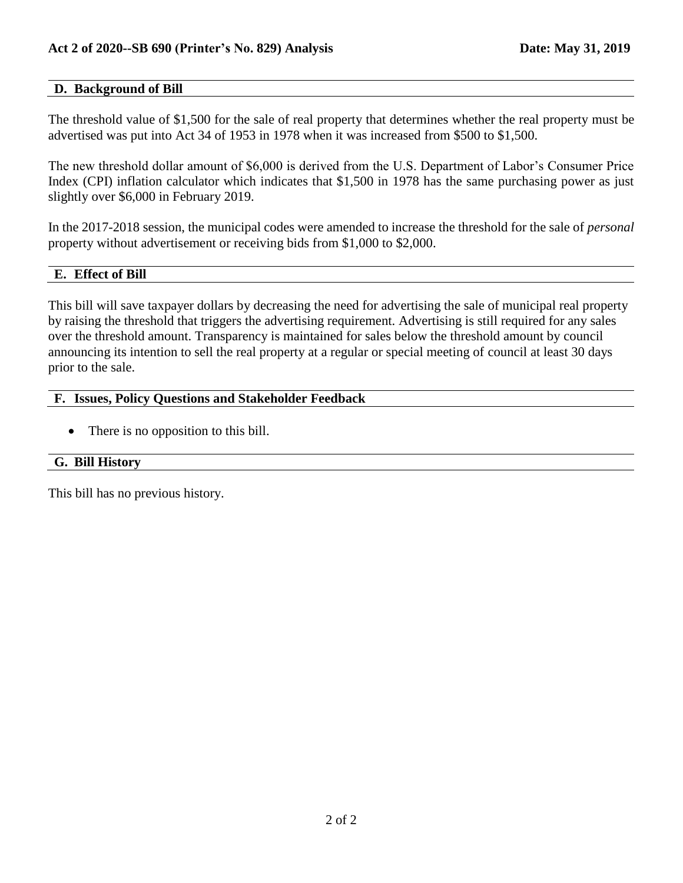## D. Background of Bill

The threshold value of $1,500 for the sale of real property that determines whether the real property must be advertised was put into Act 34 of 1953 in 1978 when it was increased from $500 to $1,500.

The new threshold dollar amount of $6,000 is derived from the U.S. Department of Labor's Consumer Price Index (CPI) inflation calculator which indicates that $1,500 in 1978 has the same purchasing power as just slightly over $6,000 in February 2019.

In the 2017-2018 session, the municipal codes were amended to increase the threshold for the sale of *personal* property without advertisement or receiving bids from $1,000 to $2,000.

## E. Effect of Bill

This bill will save taxpayer dollars by decreasing the need for advertising the sale of municipal real property by raising the threshold that triggers the advertising requirement. Advertising is still required for any sales over the threshold amount. Transparency is maintained for sales below the threshold amount by council announcing its intention to sell the real property at a regular or special meeting of council at least 30 days prior to the sale.

## F. Issues, Policy Questions and Stakeholder Feedback

- There is no opposition to this bill.

## G. Bill History

This bill has no previous history.